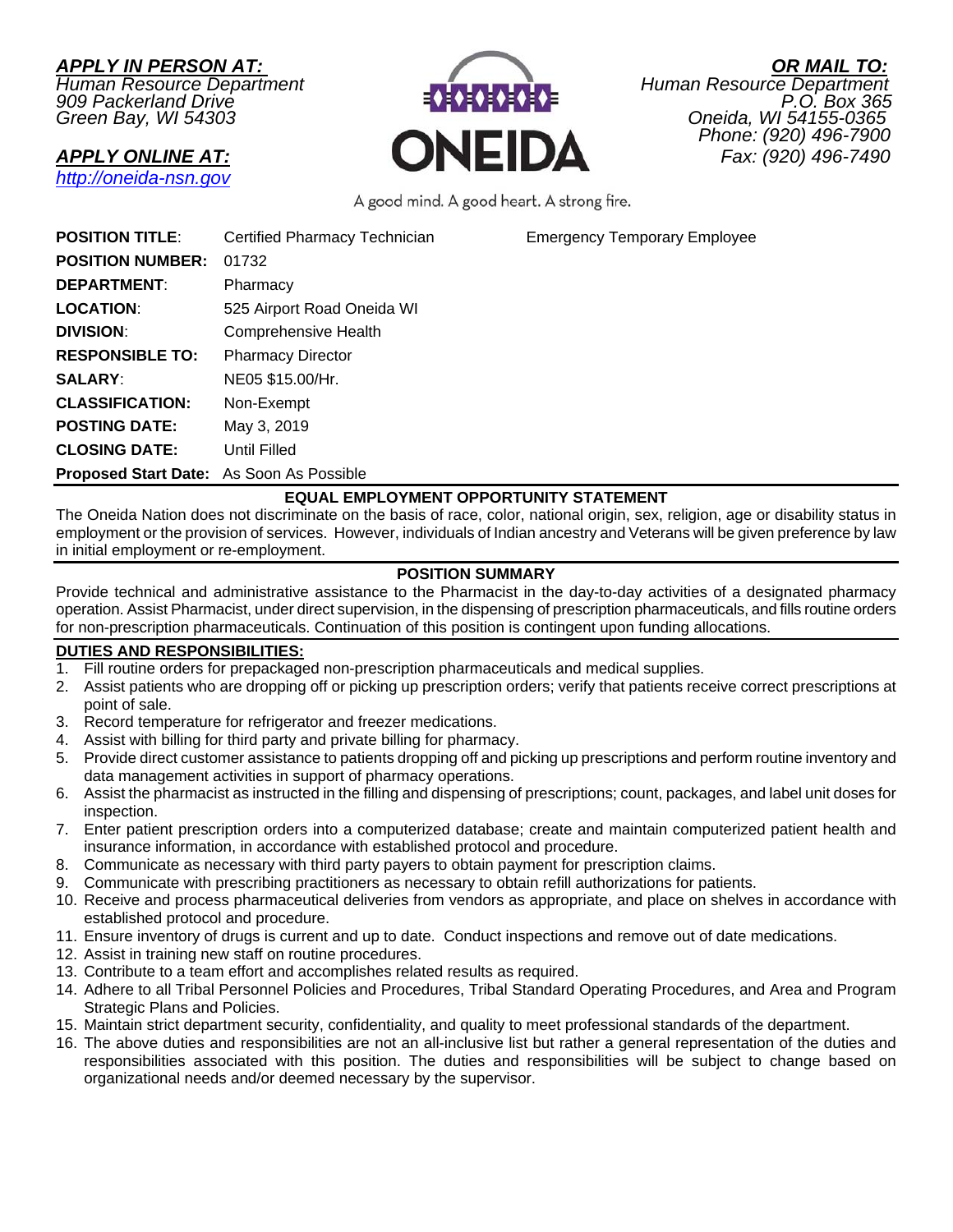***APPLY IN PERSON AT:***
*Human Resource Department*
*909 Packerland Drive*
*Green Bay, WI 54303*

***APPLY ONLINE AT:***
*http://oneida-nsn.gov*

***OR MAIL TO:***
*Human Resource Department*
*P.O. Box 365*
*Oneida, WI 54155-0365*
*Phone: (920) 496-7900*
*Fax: (920) 496-7490*

ONEIDA

A good mind. A good heart. A strong fire.

| | | |
|---|---|---|
| **POSITION TITLE**: | Certified Pharmacy Technician | Emergency Temporary Employee |
| **POSITION NUMBER:** | 01732 | |
| **DEPARTMENT**: | Pharmacy | |
| **LOCATION**: | 525 Airport Road Oneida WI | |
| **DIVISION**: | Comprehensive Health | |
| **RESPONSIBLE TO:** | Pharmacy Director | |
| **SALARY**: | NE05 $15.00/Hr. | |
| **CLASSIFICATION:** | Non-Exempt | |
| **POSTING DATE:** | May 3, 2019 | |
| **CLOSING DATE:** | Until Filled | |
| **Proposed Start Date:** | As Soon As Possible | |

## EQUAL EMPLOYMENT OPPORTUNITY STATEMENT

The Oneida Nation does not discriminate on the basis of race, color, national origin, sex, religion, age or disability status in employment or the provision of services. However, individuals of Indian ancestry and Veterans will be given preference by law in initial employment or re-employment.

## POSITION SUMMARY

Provide technical and administrative assistance to the Pharmacist in the day-to-day activities of a designated pharmacy operation. Assist Pharmacist, under direct supervision, in the dispensing of prescription pharmaceuticals, and fills routine orders for non-prescription pharmaceuticals. Continuation of this position is contingent upon funding allocations.

## DUTIES AND RESPONSIBILITIES:

1. Fill routine orders for prepackaged non-prescription pharmaceuticals and medical supplies.
2. Assist patients who are dropping off or picking up prescription orders; verify that patients receive correct prescriptions at point of sale.
3. Record temperature for refrigerator and freezer medications.
4. Assist with billing for third party and private billing for pharmacy.
5. Provide direct customer assistance to patients dropping off and picking up prescriptions and perform routine inventory and data management activities in support of pharmacy operations.
6. Assist the pharmacist as instructed in the filling and dispensing of prescriptions; count, packages, and label unit doses for inspection.
7. Enter patient prescription orders into a computerized database; create and maintain computerized patient health and insurance information, in accordance with established protocol and procedure.
8. Communicate as necessary with third party payers to obtain payment for prescription claims.
9. Communicate with prescribing practitioners as necessary to obtain refill authorizations for patients.
10. Receive and process pharmaceutical deliveries from vendors as appropriate, and place on shelves in accordance with established protocol and procedure.
11. Ensure inventory of drugs is current and up to date. Conduct inspections and remove out of date medications.
12. Assist in training new staff on routine procedures.
13. Contribute to a team effort and accomplishes related results as required.
14. Adhere to all Tribal Personnel Policies and Procedures, Tribal Standard Operating Procedures, and Area and Program Strategic Plans and Policies.
15. Maintain strict department security, confidentiality, and quality to meet professional standards of the department.
16. The above duties and responsibilities are not an all-inclusive list but rather a general representation of the duties and responsibilities associated with this position. The duties and responsibilities will be subject to change based on organizational needs and/or deemed necessary by the supervisor.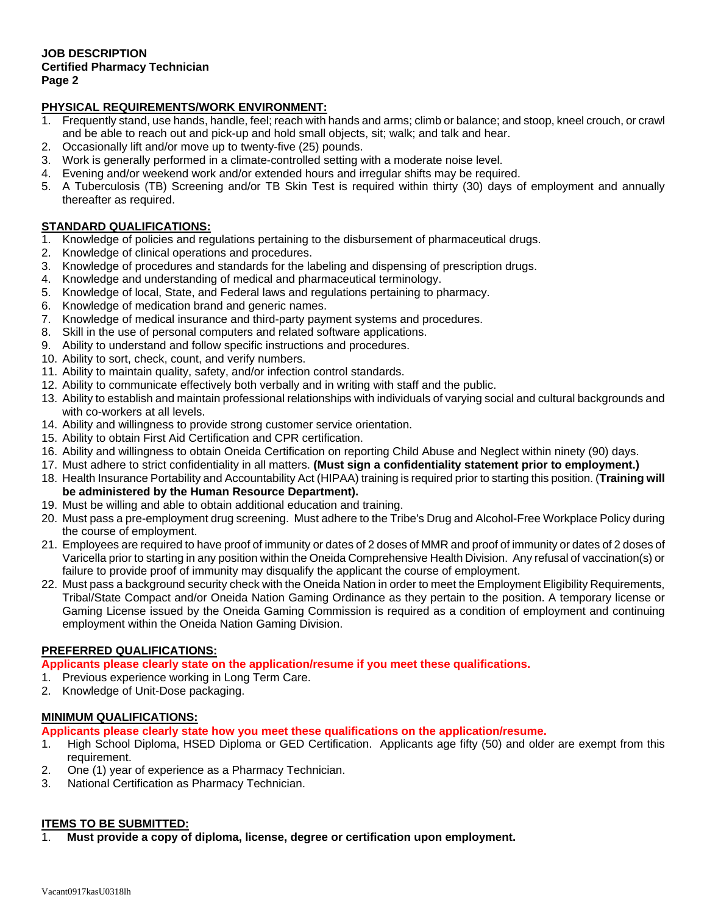## PHYSICAL REQUIREMENTS/WORK ENVIRONMENT:

1. Frequently stand, use hands, handle, feel; reach with hands and arms; climb or balance; and stoop, kneel crouch, or crawl and be able to reach out and pick-up and hold small objects, sit; walk; and talk and hear.
2. Occasionally lift and/or move up to twenty-five (25) pounds.
3. Work is generally performed in a climate-controlled setting with a moderate noise level.
4. Evening and/or weekend work and/or extended hours and irregular shifts may be required.
5. A Tuberculosis (TB) Screening and/or TB Skin Test is required within thirty (30) days of employment and annually thereafter as required.

## STANDARD QUALIFICATIONS:

1. Knowledge of policies and regulations pertaining to the disbursement of pharmaceutical drugs.
2. Knowledge of clinical operations and procedures.
3. Knowledge of procedures and standards for the labeling and dispensing of prescription drugs.
4. Knowledge and understanding of medical and pharmaceutical terminology.
5. Knowledge of local, State, and Federal laws and regulations pertaining to pharmacy.
6. Knowledge of medication brand and generic names.
7. Knowledge of medical insurance and third-party payment systems and procedures.
8. Skill in the use of personal computers and related software applications.
9. Ability to understand and follow specific instructions and procedures.
10. Ability to sort, check, count, and verify numbers.
11. Ability to maintain quality, safety, and/or infection control standards.
12. Ability to communicate effectively both verbally and in writing with staff and the public.
13. Ability to establish and maintain professional relationships with individuals of varying social and cultural backgrounds and with co-workers at all levels.
14. Ability and willingness to provide strong customer service orientation.
15. Ability to obtain First Aid Certification and CPR certification.
16. Ability and willingness to obtain Oneida Certification on reporting Child Abuse and Neglect within ninety (90) days.
17. Must adhere to strict confidentiality in all matters. **(Must sign a confidentiality statement prior to employment.)**
18. Health Insurance Portability and Accountability Act (HIPAA) training is required prior to starting this position. (**Training will be administered by the Human Resource Department).**
19. Must be willing and able to obtain additional education and training.
20. Must pass a pre-employment drug screening. Must adhere to the Tribe's Drug and Alcohol-Free Workplace Policy during the course of employment.
21. Employees are required to have proof of immunity or dates of 2 doses of MMR and proof of immunity or dates of 2 doses of Varicella prior to starting in any position within the Oneida Comprehensive Health Division. Any refusal of vaccination(s) or failure to provide proof of immunity may disqualify the applicant the course of employment.
22. Must pass a background security check with the Oneida Nation in order to meet the Employment Eligibility Requirements, Tribal/State Compact and/or Oneida Nation Gaming Ordinance as they pertain to the position. A temporary license or Gaming License issued by the Oneida Gaming Commission is required as a condition of employment and continuing employment within the Oneida Nation Gaming Division.

## PREFERRED QUALIFICATIONS:

**Applicants please clearly state on the application/resume if you meet these qualifications.**

1. Previous experience working in Long Term Care.
2. Knowledge of Unit-Dose packaging.

## MINIMUM QUALIFICATIONS:

**Applicants please clearly state how you meet these qualifications on the application/resume.**

1. High School Diploma, HSED Diploma or GED Certification. Applicants age fifty (50) and older are exempt from this requirement.
2. One (1) year of experience as a Pharmacy Technician.
3. National Certification as Pharmacy Technician.

## ITEMS TO BE SUBMITTED:

1. **Must provide a copy of diploma, license, degree or certification upon employment.**

Vacant0917kasU0318lh